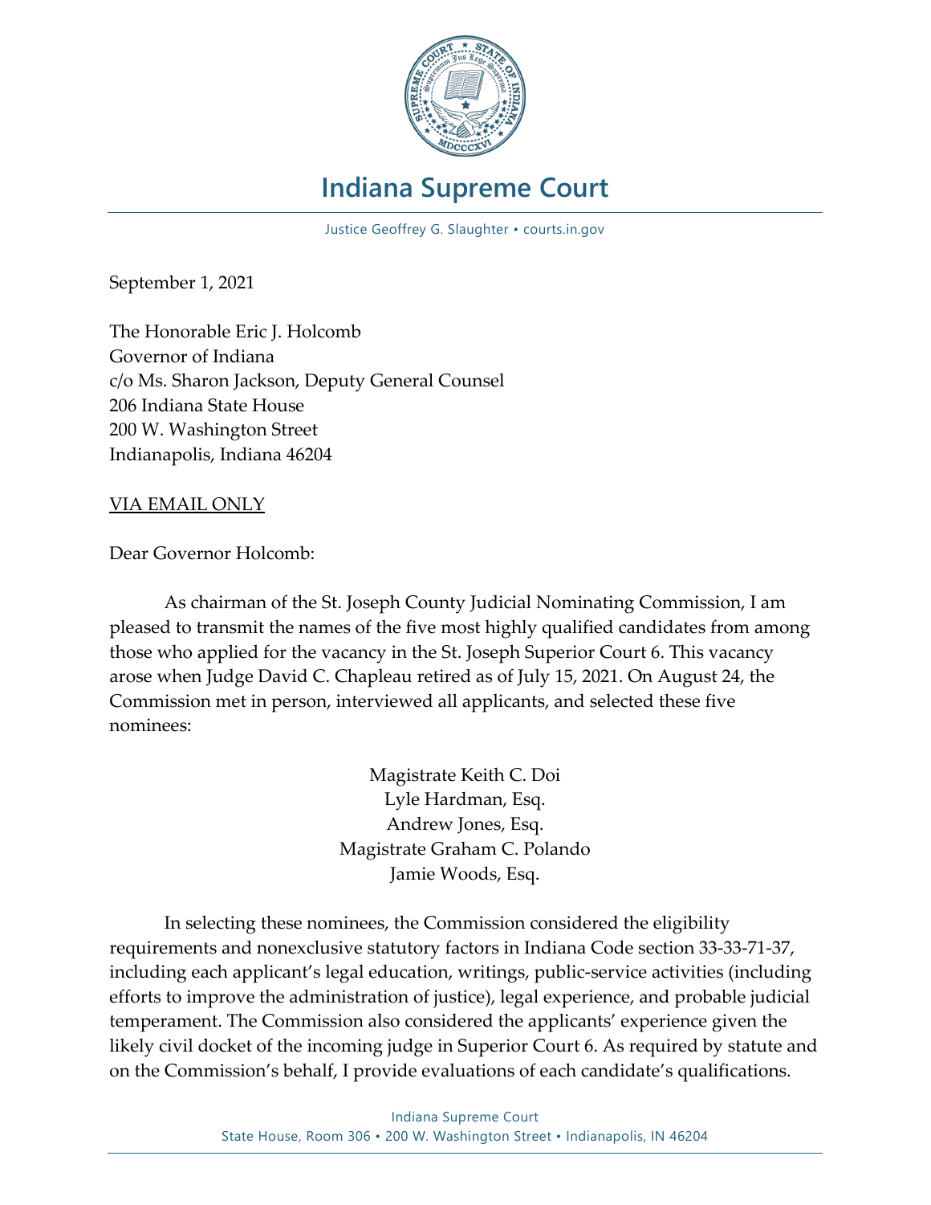# Indiana Supreme Court

Justice Geoffrey G. Slaughter • courts.in.gov

September 1, 2021

The Honorable Eric J. Holcomb
Governor of Indiana
c/o Ms. Sharon Jackson, Deputy General Counsel
206 Indiana State House
200 W. Washington Street
Indianapolis, Indiana 46204

VIA EMAIL ONLY

Dear Governor Holcomb:

As chairman of the St. Joseph County Judicial Nominating Commission, I am pleased to transmit the names of the five most highly qualified candidates from among those who applied for the vacancy in the St. Joseph Superior Court 6. This vacancy arose when Judge David C. Chapleau retired as of July 15, 2021. On August 24, the Commission met in person, interviewed all applicants, and selected these five nominees:

Magistrate Keith C. Doi
Lyle Hardman, Esq.
Andrew Jones, Esq.
Magistrate Graham C. Polando
Jamie Woods, Esq.

In selecting these nominees, the Commission considered the eligibility requirements and nonexclusive statutory factors in Indiana Code section 33-33-71-37, including each applicant's legal education, writings, public-service activities (including efforts to improve the administration of justice), legal experience, and probable judicial temperament. The Commission also considered the applicants' experience given the likely civil docket of the incoming judge in Superior Court 6. As required by statute and on the Commission's behalf, I provide evaluations of each candidate's qualifications.

Indiana Supreme Court
State House, Room 306 • 200 W. Washington Street • Indianapolis, IN 46204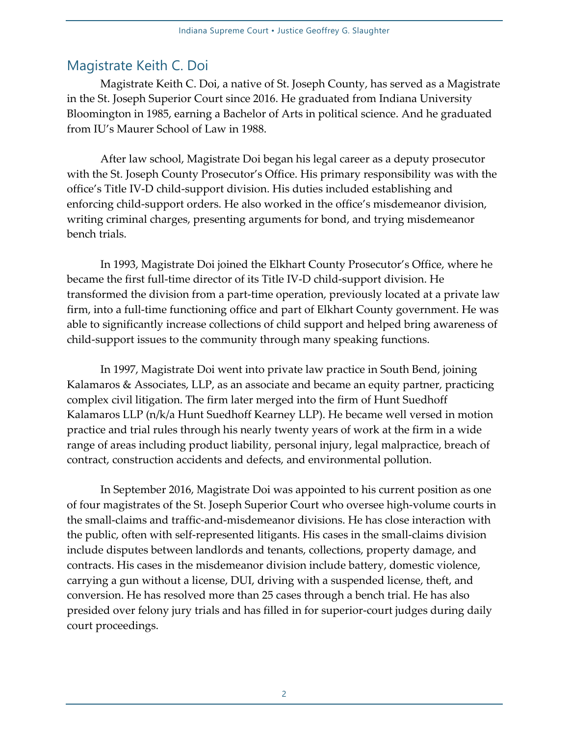## Magistrate Keith C. Doi

Magistrate Keith C. Doi, a native of St. Joseph County, has served as a Magistrate in the St. Joseph Superior Court since 2016. He graduated from Indiana University Bloomington in 1985, earning a Bachelor of Arts in political science. And he graduated from IU's Maurer School of Law in 1988.

After law school, Magistrate Doi began his legal career as a deputy prosecutor with the St. Joseph County Prosecutor's Office. His primary responsibility was with the office's Title IV-D child-support division. His duties included establishing and enforcing child-support orders. He also worked in the office's misdemeanor division, writing criminal charges, presenting arguments for bond, and trying misdemeanor bench trials.

In 1993, Magistrate Doi joined the Elkhart County Prosecutor's Office, where he became the first full-time director of its Title IV-D child-support division. He transformed the division from a part-time operation, previously located at a private law firm, into a full-time functioning office and part of Elkhart County government. He was able to significantly increase collections of child support and helped bring awareness of child-support issues to the community through many speaking functions.

In 1997, Magistrate Doi went into private law practice in South Bend, joining Kalamaros & Associates, LLP, as an associate and became an equity partner, practicing complex civil litigation. The firm later merged into the firm of Hunt Suedhoff Kalamaros LLP (n/k/a Hunt Suedhoff Kearney LLP). He became well versed in motion practice and trial rules through his nearly twenty years of work at the firm in a wide range of areas including product liability, personal injury, legal malpractice, breach of contract, construction accidents and defects, and environmental pollution.

In September 2016, Magistrate Doi was appointed to his current position as one of four magistrates of the St. Joseph Superior Court who oversee high-volume courts in the small-claims and traffic-and-misdemeanor divisions. He has close interaction with the public, often with self-represented litigants. His cases in the small-claims division include disputes between landlords and tenants, collections, property damage, and contracts. His cases in the misdemeanor division include battery, domestic violence, carrying a gun without a license, DUI, driving with a suspended license, theft, and conversion. He has resolved more than 25 cases through a bench trial. He has also presided over felony jury trials and has filled in for superior-court judges during daily court proceedings.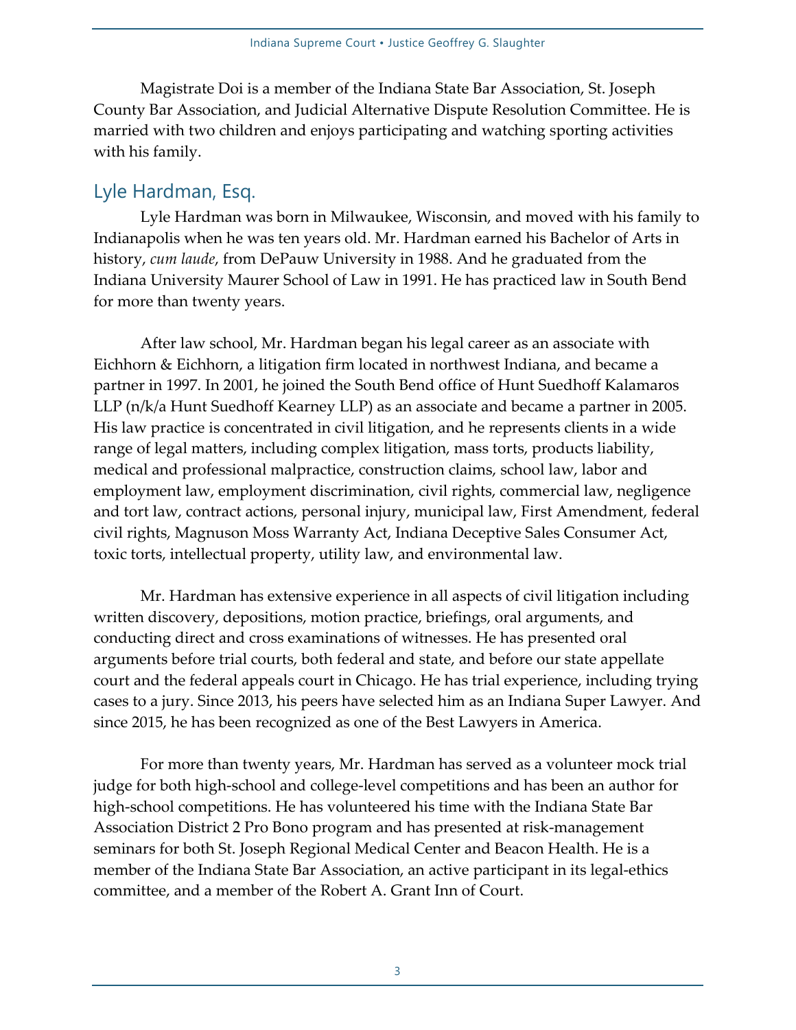Magistrate Doi is a member of the Indiana State Bar Association, St. Joseph County Bar Association, and Judicial Alternative Dispute Resolution Committee. He is married with two children and enjoys participating and watching sporting activities with his family.

## Lyle Hardman, Esq.

Lyle Hardman was born in Milwaukee, Wisconsin, and moved with his family to Indianapolis when he was ten years old. Mr. Hardman earned his Bachelor of Arts in history, *cum laude*, from DePauw University in 1988. And he graduated from the Indiana University Maurer School of Law in 1991. He has practiced law in South Bend for more than twenty years.

After law school, Mr. Hardman began his legal career as an associate with Eichhorn & Eichhorn, a litigation firm located in northwest Indiana, and became a partner in 1997. In 2001, he joined the South Bend office of Hunt Suedhoff Kalamaros LLP (n/k/a Hunt Suedhoff Kearney LLP) as an associate and became a partner in 2005. His law practice is concentrated in civil litigation, and he represents clients in a wide range of legal matters, including complex litigation, mass torts, products liability, medical and professional malpractice, construction claims, school law, labor and employment law, employment discrimination, civil rights, commercial law, negligence and tort law, contract actions, personal injury, municipal law, First Amendment, federal civil rights, Magnuson Moss Warranty Act, Indiana Deceptive Sales Consumer Act, toxic torts, intellectual property, utility law, and environmental law.

Mr. Hardman has extensive experience in all aspects of civil litigation including written discovery, depositions, motion practice, briefings, oral arguments, and conducting direct and cross examinations of witnesses. He has presented oral arguments before trial courts, both federal and state, and before our state appellate court and the federal appeals court in Chicago. He has trial experience, including trying cases to a jury. Since 2013, his peers have selected him as an Indiana Super Lawyer. And since 2015, he has been recognized as one of the Best Lawyers in America.

For more than twenty years, Mr. Hardman has served as a volunteer mock trial judge for both high-school and college-level competitions and has been an author for high-school competitions. He has volunteered his time with the Indiana State Bar Association District 2 Pro Bono program and has presented at risk-management seminars for both St. Joseph Regional Medical Center and Beacon Health. He is a member of the Indiana State Bar Association, an active participant in its legal-ethics committee, and a member of the Robert A. Grant Inn of Court.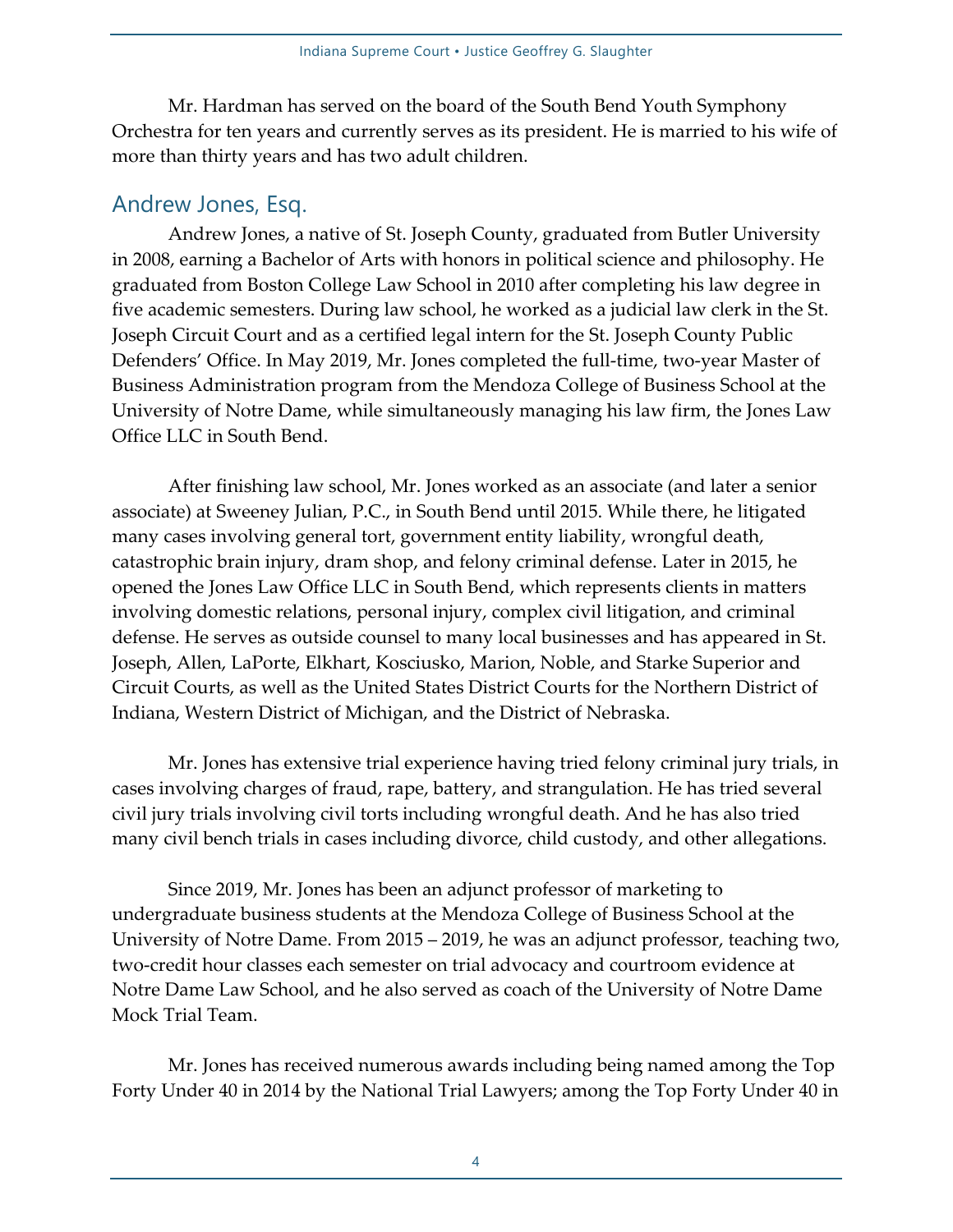Mr. Hardman has served on the board of the South Bend Youth Symphony Orchestra for ten years and currently serves as its president. He is married to his wife of more than thirty years and has two adult children.

## Andrew Jones, Esq.

Andrew Jones, a native of St. Joseph County, graduated from Butler University in 2008, earning a Bachelor of Arts with honors in political science and philosophy. He graduated from Boston College Law School in 2010 after completing his law degree in five academic semesters. During law school, he worked as a judicial law clerk in the St. Joseph Circuit Court and as a certified legal intern for the St. Joseph County Public Defenders' Office. In May 2019, Mr. Jones completed the full-time, two-year Master of Business Administration program from the Mendoza College of Business School at the University of Notre Dame, while simultaneously managing his law firm, the Jones Law Office LLC in South Bend.

After finishing law school, Mr. Jones worked as an associate (and later a senior associate) at Sweeney Julian, P.C., in South Bend until 2015. While there, he litigated many cases involving general tort, government entity liability, wrongful death, catastrophic brain injury, dram shop, and felony criminal defense. Later in 2015, he opened the Jones Law Office LLC in South Bend, which represents clients in matters involving domestic relations, personal injury, complex civil litigation, and criminal defense. He serves as outside counsel to many local businesses and has appeared in St. Joseph, Allen, LaPorte, Elkhart, Kosciusko, Marion, Noble, and Starke Superior and Circuit Courts, as well as the United States District Courts for the Northern District of Indiana, Western District of Michigan, and the District of Nebraska.

Mr. Jones has extensive trial experience having tried felony criminal jury trials, in cases involving charges of fraud, rape, battery, and strangulation. He has tried several civil jury trials involving civil torts including wrongful death. And he has also tried many civil bench trials in cases including divorce, child custody, and other allegations.

Since 2019, Mr. Jones has been an adjunct professor of marketing to undergraduate business students at the Mendoza College of Business School at the University of Notre Dame. From 2015 – 2019, he was an adjunct professor, teaching two, two-credit hour classes each semester on trial advocacy and courtroom evidence at Notre Dame Law School, and he also served as coach of the University of Notre Dame Mock Trial Team.

Mr. Jones has received numerous awards including being named among the Top Forty Under 40 in 2014 by the National Trial Lawyers; among the Top Forty Under 40 in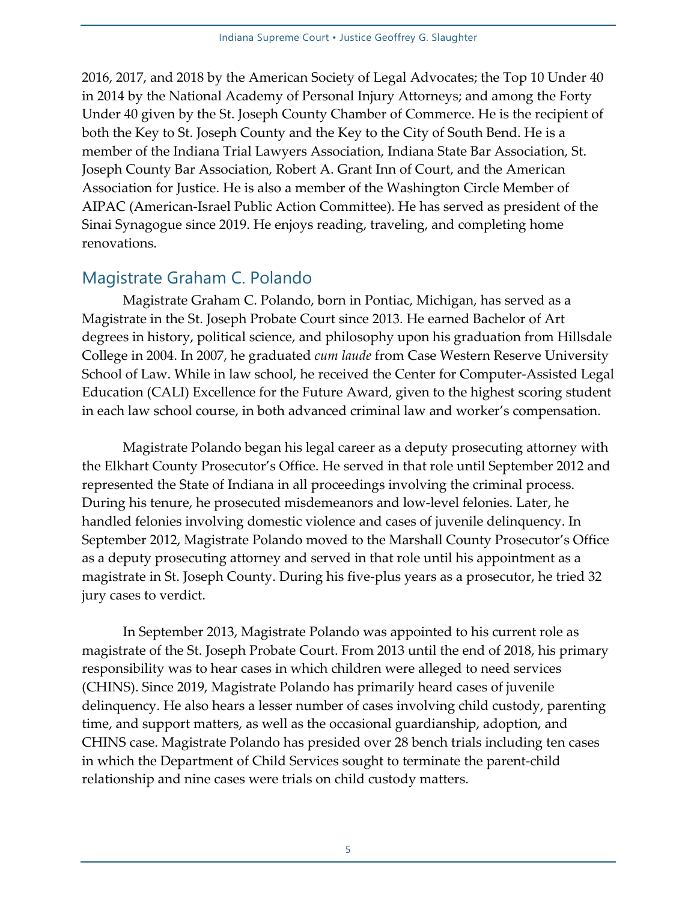2016, 2017, and 2018 by the American Society of Legal Advocates; the Top 10 Under 40 in 2014 by the National Academy of Personal Injury Attorneys; and among the Forty Under 40 given by the St. Joseph County Chamber of Commerce. He is the recipient of both the Key to St. Joseph County and the Key to the City of South Bend. He is a member of the Indiana Trial Lawyers Association, Indiana State Bar Association, St. Joseph County Bar Association, Robert A. Grant Inn of Court, and the American Association for Justice. He is also a member of the Washington Circle Member of AIPAC (American-Israel Public Action Committee). He has served as president of the Sinai Synagogue since 2019. He enjoys reading, traveling, and completing home renovations.

## Magistrate Graham C. Polando

Magistrate Graham C. Polando, born in Pontiac, Michigan, has served as a Magistrate in the St. Joseph Probate Court since 2013. He earned Bachelor of Art degrees in history, political science, and philosophy upon his graduation from Hillsdale College in 2004. In 2007, he graduated *cum laude* from Case Western Reserve University School of Law. While in law school, he received the Center for Computer-Assisted Legal Education (CALI) Excellence for the Future Award, given to the highest scoring student in each law school course, in both advanced criminal law and worker's compensation.

Magistrate Polando began his legal career as a deputy prosecuting attorney with the Elkhart County Prosecutor's Office. He served in that role until September 2012 and represented the State of Indiana in all proceedings involving the criminal process. During his tenure, he prosecuted misdemeanors and low-level felonies. Later, he handled felonies involving domestic violence and cases of juvenile delinquency. In September 2012, Magistrate Polando moved to the Marshall County Prosecutor's Office as a deputy prosecuting attorney and served in that role until his appointment as a magistrate in St. Joseph County. During his five-plus years as a prosecutor, he tried 32 jury cases to verdict.

In September 2013, Magistrate Polando was appointed to his current role as magistrate of the St. Joseph Probate Court. From 2013 until the end of 2018, his primary responsibility was to hear cases in which children were alleged to need services (CHINS). Since 2019, Magistrate Polando has primarily heard cases of juvenile delinquency. He also hears a lesser number of cases involving child custody, parenting time, and support matters, as well as the occasional guardianship, adoption, and CHINS case. Magistrate Polando has presided over 28 bench trials including ten cases in which the Department of Child Services sought to terminate the parent-child relationship and nine cases were trials on child custody matters.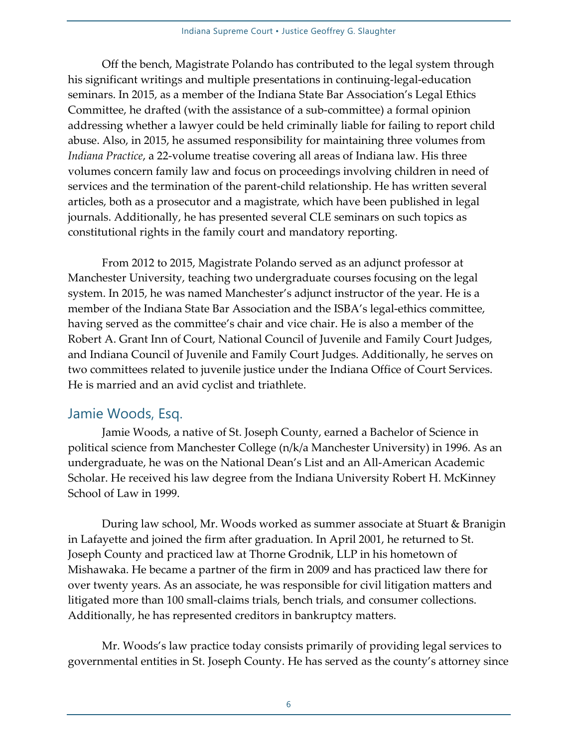Off the bench, Magistrate Polando has contributed to the legal system through his significant writings and multiple presentations in continuing-legal-education seminars. In 2015, as a member of the Indiana State Bar Association's Legal Ethics Committee, he drafted (with the assistance of a sub-committee) a formal opinion addressing whether a lawyer could be held criminally liable for failing to report child abuse. Also, in 2015, he assumed responsibility for maintaining three volumes from *Indiana Practice*, a 22-volume treatise covering all areas of Indiana law. His three volumes concern family law and focus on proceedings involving children in need of services and the termination of the parent-child relationship. He has written several articles, both as a prosecutor and a magistrate, which have been published in legal journals. Additionally, he has presented several CLE seminars on such topics as constitutional rights in the family court and mandatory reporting.

From 2012 to 2015, Magistrate Polando served as an adjunct professor at Manchester University, teaching two undergraduate courses focusing on the legal system. In 2015, he was named Manchester's adjunct instructor of the year. He is a member of the Indiana State Bar Association and the ISBA's legal-ethics committee, having served as the committee's chair and vice chair. He is also a member of the Robert A. Grant Inn of Court, National Council of Juvenile and Family Court Judges, and Indiana Council of Juvenile and Family Court Judges. Additionally, he serves on two committees related to juvenile justice under the Indiana Office of Court Services. He is married and an avid cyclist and triathlete.

## Jamie Woods, Esq.

Jamie Woods, a native of St. Joseph County, earned a Bachelor of Science in political science from Manchester College (n/k/a Manchester University) in 1996. As an undergraduate, he was on the National Dean's List and an All-American Academic Scholar. He received his law degree from the Indiana University Robert H. McKinney School of Law in 1999.

During law school, Mr. Woods worked as summer associate at Stuart & Branigin in Lafayette and joined the firm after graduation. In April 2001, he returned to St. Joseph County and practiced law at Thorne Grodnik, LLP in his hometown of Mishawaka. He became a partner of the firm in 2009 and has practiced law there for over twenty years. As an associate, he was responsible for civil litigation matters and litigated more than 100 small-claims trials, bench trials, and consumer collections. Additionally, he has represented creditors in bankruptcy matters.

Mr. Woods's law practice today consists primarily of providing legal services to governmental entities in St. Joseph County. He has served as the county's attorney since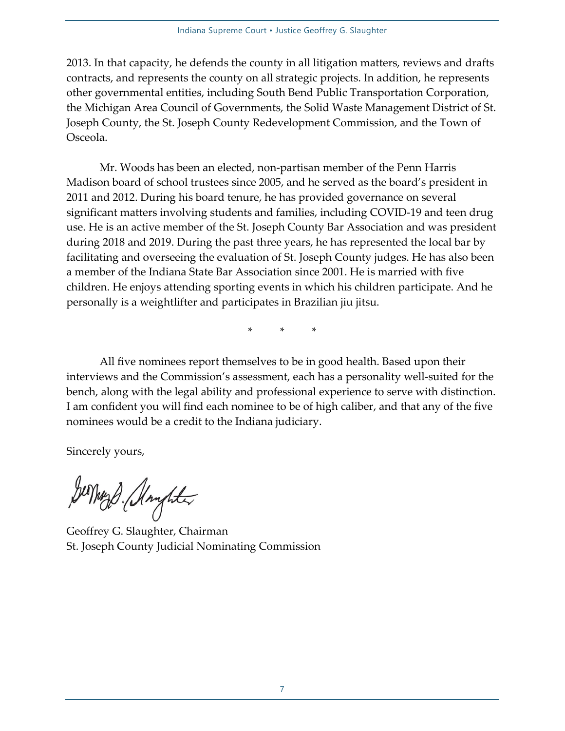2013. In that capacity, he defends the county in all litigation matters, reviews and drafts contracts, and represents the county on all strategic projects. In addition, he represents other governmental entities, including South Bend Public Transportation Corporation, the Michigan Area Council of Governments, the Solid Waste Management District of St. Joseph County, the St. Joseph County Redevelopment Commission, and the Town of Osceola.

Mr. Woods has been an elected, non-partisan member of the Penn Harris Madison board of school trustees since 2005, and he served as the board's president in 2011 and 2012. During his board tenure, he has provided governance on several significant matters involving students and families, including COVID-19 and teen drug use. He is an active member of the St. Joseph County Bar Association and was president during 2018 and 2019. During the past three years, he has represented the local bar by facilitating and overseeing the evaluation of St. Joseph County judges. He has also been a member of the Indiana State Bar Association since 2001. He is married with five children. He enjoys attending sporting events in which his children participate. And he personally is a weightlifter and participates in Brazilian jiu jitsu.

\* \* \*

All five nominees report themselves to be in good health. Based upon their interviews and the Commission's assessment, each has a personality well-suited for the bench, along with the legal ability and professional experience to serve with distinction. I am confident you will find each nominee to be of high caliber, and that any of the five nominees would be a credit to the Indiana judiciary.

Sincerely yours,

Geoffrey G. Slaughter, Chairman
St. Joseph County Judicial Nominating Commission